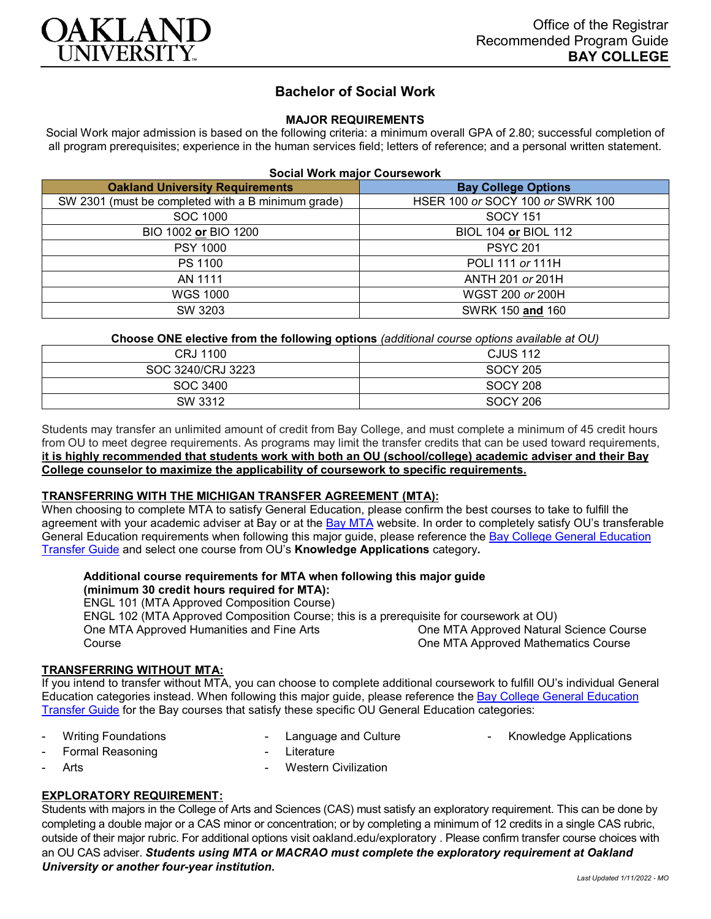Office of the Registrar
Recommended Program Guide
**BAY COLLEGE**

# Bachelor of Social Work

## MAJOR REQUIREMENTS

Social Work major admission is based on the following criteria: a minimum overall GPA of 2.80; successful completion of all program prerequisites; experience in the human services field; letters of reference; and a personal written statement.

**Social Work major Coursework**

| Oakland University Requirements | Bay College Options |
|---|---|
| SW 2301 (must be completed with a B minimum grade) | HSER 100 *or* SOCY 100 *or* SWRK 100 |
| SOC 1000 | SOCY 151 |
| BIO 1002 **or** BIO 1200 | BIOL 104 **or** BIOL 112 |
| PSY 1000 | PSYC 201 |
| PS 1100 | POLI 111 *or* 111H |
| AN 1111 | ANTH 201 *or* 201H |
| WGS 1000 | WGST 200 *or* 200H |
| SW 3203 | SWRK 150 **and** 160 |

**Choose ONE elective from the following options** *(additional course options available at OU)*

| | |
|---|---|
| CRJ 1100 | CJUS 112 |
| SOC 3240/CRJ 3223 | SOCY 205 |
| SOC 3400 | SOCY 208 |
| SW 3312 | SOCY 206 |

Students may transfer an unlimited amount of credit from Bay College, and must complete a minimum of 45 credit hours from OU to meet degree requirements. As programs may limit the transfer credits that can be used toward requirements, **it is highly recommended that students work with both an OU (school/college) academic adviser and their Bay College counselor to maximize the applicability of coursework to specific requirements.**

## TRANSFERRING WITH THE MICHIGAN TRANSFER AGREEMENT (MTA):

When choosing to complete MTA to satisfy General Education, please confirm the best courses to take to fulfill the agreement with your academic adviser at Bay or at the Bay MTA website. In order to completely satisfy OU's transferable General Education requirements when following this major guide, please reference the Bay College General Education Transfer Guide and select one course from OU's **Knowledge Applications** category*.*

**Additional course requirements for MTA when following this major guide (minimum 30 credit hours required for MTA):**

ENGL 101 (MTA Approved Composition Course)
ENGL 102 (MTA Approved Composition Course; this is a prerequisite for coursework at OU)
One MTA Approved Humanities and Fine Arts Course
One MTA Approved Natural Science Course
One MTA Approved Mathematics Course

## TRANSFERRING WITHOUT MTA:

If you intend to transfer without MTA, you can choose to complete additional coursework to fulfill OU's individual General Education categories instead. When following this major guide, please reference the Bay College General Education Transfer Guide for the Bay courses that satisfy these specific OU General Education categories:

- Writing Foundations
- Formal Reasoning
- Arts
- Language and Culture
- Literature
- Western Civilization
- Knowledge Applications

## EXPLORATORY REQUIREMENT:

Students with majors in the College of Arts and Sciences (CAS) must satisfy an exploratory requirement. This can be done by completing a double major or a CAS minor or concentration; or by completing a minimum of 12 credits in a single CAS rubric, outside of their major rubric. For additional options visit oakland.edu/exploratory . Please confirm transfer course choices with an OU CAS adviser. ***Students using MTA or MACRAO must complete the exploratory requirement at Oakland University or another four-year institution.***

*Last Updated 1/11/2022 - MO*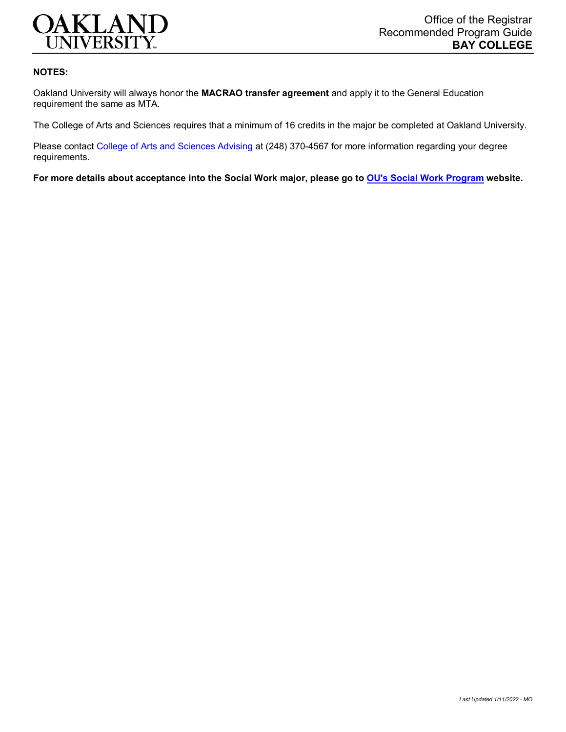**NOTES:**

Oakland University will always honor the **MACRAO transfer agreement** and apply it to the General Education requirement the same as MTA.

The College of Arts and Sciences requires that a minimum of 16 credits in the major be completed at Oakland University.

Please contact College of Arts and Sciences Advising at (248) 370-4567 for more information regarding your degree requirements.

**For more details about acceptance into the Social Work major, please go to OU's Social Work Program website.**

*Last Updated 1/11/2022 - MO*